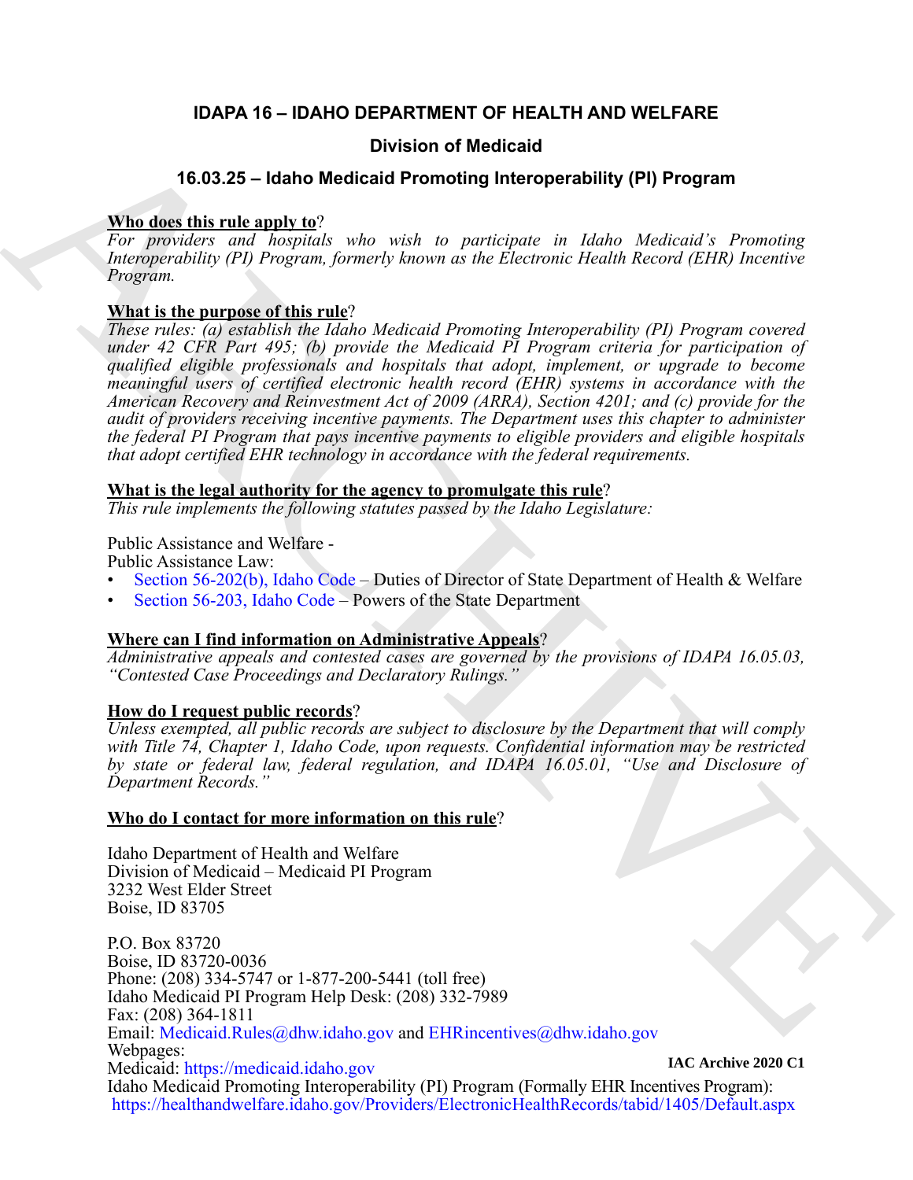# IDAPA 16 – IDAHO DEPARTMENT OF HEALTH AND WELFARE

## Division of Medicaid

## 16.03.25 – Idaho Medicaid Promoting Interoperability (PI) Program

**Who does this rule apply to**?

*For providers and hospitals who wish to participate in Idaho Medicaid's Promoting Interoperability (PI) Program, formerly known as the Electronic Health Record (EHR) Incentive Program.*

**What is the purpose of this rule**?

*These rules: (a) establish the Idaho Medicaid Promoting Interoperability (PI) Program covered under 42 CFR Part 495; (b) provide the Medicaid PI Program criteria for participation of qualified eligible professionals and hospitals that adopt, implement, or upgrade to become meaningful users of certified electronic health record (EHR) systems in accordance with the American Recovery and Reinvestment Act of 2009 (ARRA), Section 4201; and (c) provide for the audit of providers receiving incentive payments. The Department uses this chapter to administer the federal PI Program that pays incentive payments to eligible providers and eligible hospitals that adopt certified EHR technology in accordance with the federal requirements.*

**What is the legal authority for the agency to promulgate this rule**?

*This rule implements the following statutes passed by the Idaho Legislature:*

Public Assistance and Welfare -
Public Assistance Law:

- Section 56-202(b), Idaho Code – Duties of Director of State Department of Health & Welfare
- Section 56-203, Idaho Code – Powers of the State Department

**Where can I find information on Administrative Appeals**?

*Administrative appeals and contested cases are governed by the provisions of IDAPA 16.05.03, "Contested Case Proceedings and Declaratory Rulings."*

**How do I request public records**?

*Unless exempted, all public records are subject to disclosure by the Department that will comply with Title 74, Chapter 1, Idaho Code, upon requests. Confidential information may be restricted by state or federal law, federal regulation, and IDAPA 16.05.01, "Use and Disclosure of Department Records."*

**Who do I contact for more information on this rule**?

Idaho Department of Health and Welfare
Division of Medicaid – Medicaid PI Program
3232 West Elder Street
Boise, ID 83705

P.O. Box 83720
Boise, ID 83720-0036
Phone: (208) 334-5747 or 1-877-200-5441 (toll free)
Idaho Medicaid PI Program Help Desk: (208) 332-7989
Fax: (208) 364-1811
Email: Medicaid.Rules@dhw.idaho.gov and EHRincentives@dhw.idaho.gov
Webpages:
Medicaid: https://medicaid.idaho.gov
Idaho Medicaid Promoting Interoperability (PI) Program (Formally EHR Incentives Program):
https://healthandwelfare.idaho.gov/Providers/ElectronicHealthRecords/tabid/1405/Default.aspx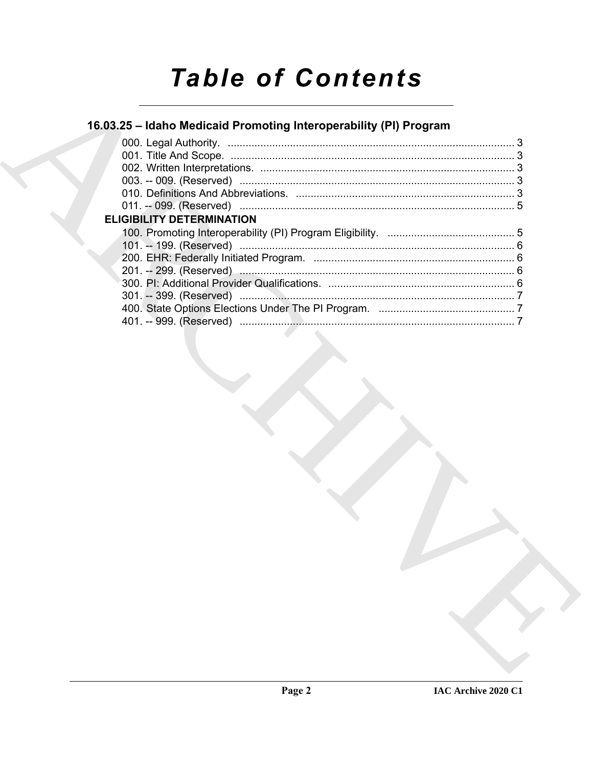# Table of Contents

## 16.03.25 – Idaho Medicaid Promoting Interoperability (PI) Program

000. Legal Authority. ........................................................................................ 3
001. Title And Scope. ........................................................................................ 3
002. Written Interpretations. ........................................................................................ 3
003. -- 009. (Reserved) ........................................................................................ 3
010. Definitions And Abbreviations. ........................................................................................ 3
011. -- 099. (Reserved) ........................................................................................ 5

### ELIGIBILITY DETERMINATION

100. Promoting Interoperability (PI) Program Eligibility. ........................................................................................ 5
101. -- 199. (Reserved) ........................................................................................ 6
200. EHR: Federally Initiated Program. ........................................................................................ 6
201. -- 299. (Reserved) ........................................................................................ 6
300. PI: Additional Provider Qualifications. ........................................................................................ 6
301. -- 399. (Reserved) ........................................................................................ 7
400. State Options Elections Under The PI Program. ........................................................................................ 7
401. -- 999. (Reserved) ........................................................................................ 7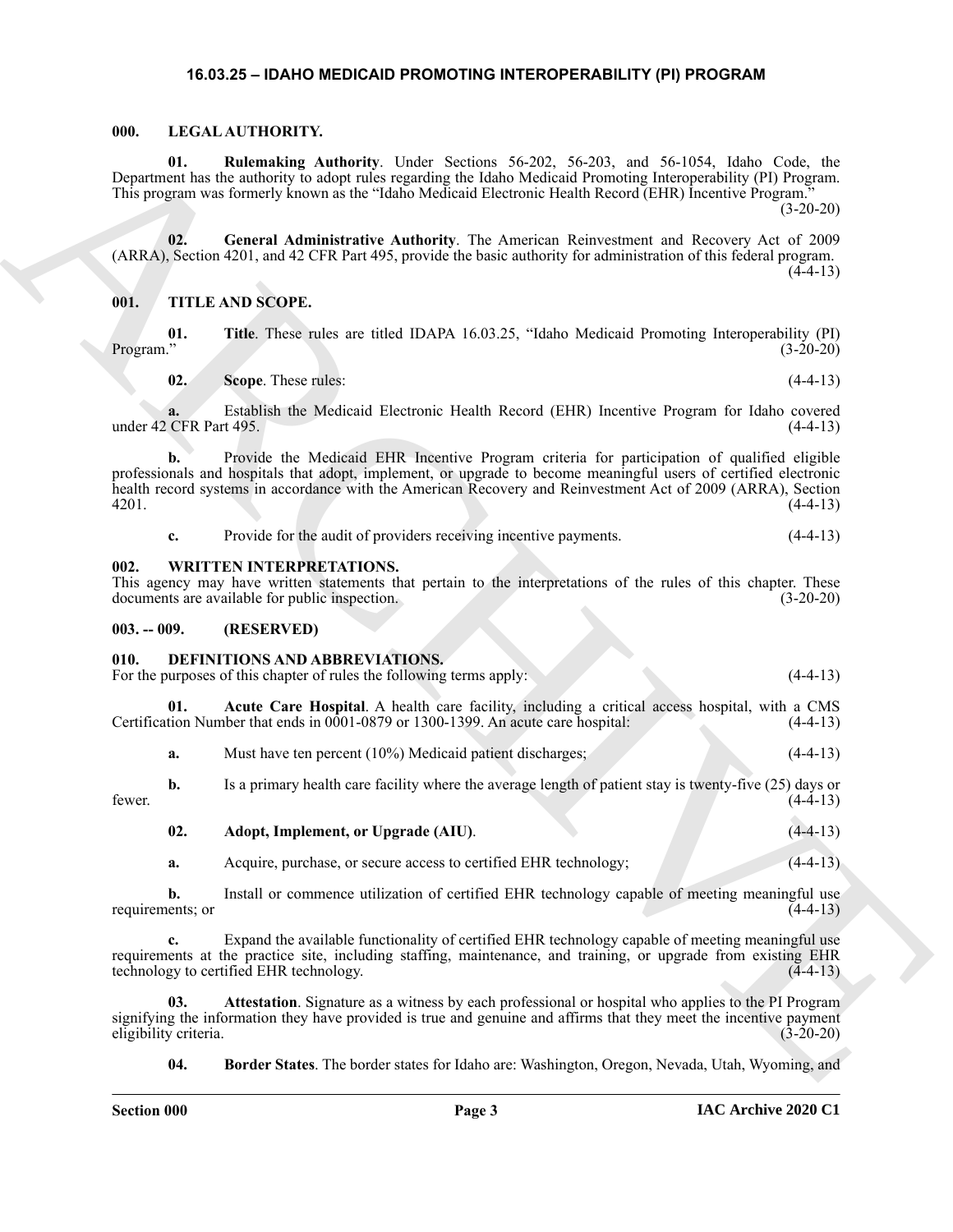# 16.03.25 – IDAHO MEDICAID PROMOTING INTEROPERABILITY (PI) PROGRAM

## 000. LEGAL AUTHORITY.

**01. Rulemaking Authority**. Under Sections 56-202, 56-203, and 56-1054, Idaho Code, the Department has the authority to adopt rules regarding the Idaho Medicaid Promoting Interoperability (PI) Program. This program was formerly known as the "Idaho Medicaid Electronic Health Record (EHR) Incentive Program." (3-20-20)

**02. General Administrative Authority**. The American Reinvestment and Recovery Act of 2009 (ARRA), Section 4201, and 42 CFR Part 495, provide the basic authority for administration of this federal program. (4-4-13)

## 001. TITLE AND SCOPE.

**01. Title**. These rules are titled IDAPA 16.03.25, "Idaho Medicaid Promoting Interoperability (PI) Program." (3-20-20)

**02. Scope**. These rules: (4-4-13)

**a.** Establish the Medicaid Electronic Health Record (EHR) Incentive Program for Idaho covered under 42 CFR Part 495. (4-4-13)

**b.** Provide the Medicaid EHR Incentive Program criteria for participation of qualified eligible professionals and hospitals that adopt, implement, or upgrade to become meaningful users of certified electronic health record systems in accordance with the American Recovery and Reinvestment Act of 2009 (ARRA), Section 4201. (4-4-13)

**c.** Provide for the audit of providers receiving incentive payments. (4-4-13)

## 002. WRITTEN INTERPRETATIONS.

This agency may have written statements that pertain to the interpretations of the rules of this chapter. These documents are available for public inspection. (3-20-20)

## 003. -- 009. (RESERVED)

## 010. DEFINITIONS AND ABBREVIATIONS.

For the purposes of this chapter of rules the following terms apply: (4-4-13)

**01. Acute Care Hospital**. A health care facility, including a critical access hospital, with a CMS Certification Number that ends in 0001-0879 or 1300-1399. An acute care hospital: (4-4-13)

**a.** Must have ten percent (10%) Medicaid patient discharges; (4-4-13)

**b.** Is a primary health care facility where the average length of patient stay is twenty-five (25) days or fewer. (4-4-13)

**02. Adopt, Implement, or Upgrade (AIU)**. (4-4-13)

**a.** Acquire, purchase, or secure access to certified EHR technology; (4-4-13)

**b.** Install or commence utilization of certified EHR technology capable of meeting meaningful use requirements; or (4-4-13)

**c.** Expand the available functionality of certified EHR technology capable of meeting meaningful use requirements at the practice site, including staffing, maintenance, and training, or upgrade from existing EHR technology to certified EHR technology. (4-4-13)

**03. Attestation**. Signature as a witness by each professional or hospital who applies to the PI Program signifying the information they have provided is true and genuine and affirms that they meet the incentive payment eligibility criteria. (3-20-20)

**04. Border States**. The border states for Idaho are: Washington, Oregon, Nevada, Utah, Wyoming, and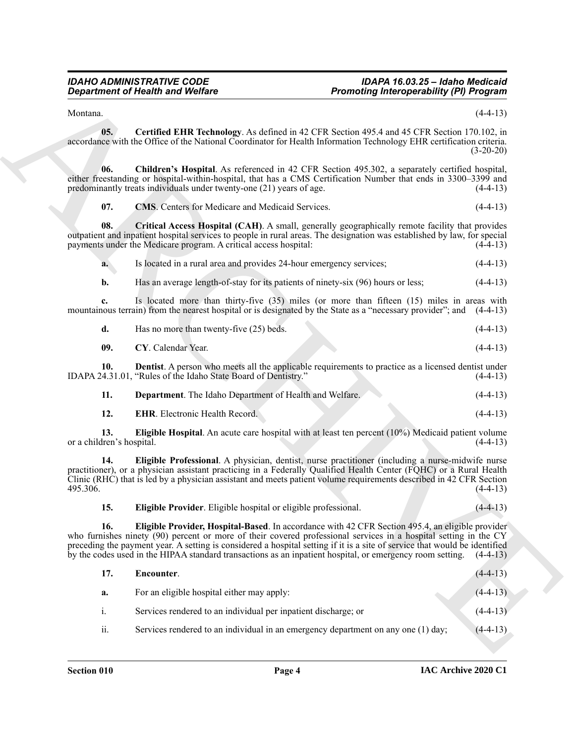Montana. (4-4-13)

**05. Certified EHR Technology**. As defined in 42 CFR Section 495.4 and 45 CFR Section 170.102, in accordance with the Office of the National Coordinator for Health Information Technology EHR certification criteria. (3-20-20)

**06. Children's Hospital**. As referenced in 42 CFR Section 495.302, a separately certified hospital, either freestanding or hospital-within-hospital, that has a CMS Certification Number that ends in 3300–3399 and predominantly treats individuals under twenty-one (21) years of age. (4-4-13)

**07. CMS**. Centers for Medicare and Medicaid Services. (4-4-13)

**08. Critical Access Hospital (CAH)**. A small, generally geographically remote facility that provides outpatient and inpatient hospital services to people in rural areas. The designation was established by law, for special payments under the Medicare program. A critical access hospital: (4-4-13)

**a.** Is located in a rural area and provides 24-hour emergency services; (4-4-13)

**b.** Has an average length-of-stay for its patients of ninety-six (96) hours or less; (4-4-13)

**c.** Is located more than thirty-five (35) miles (or more than fifteen (15) miles in areas with mountainous terrain) from the nearest hospital or is designated by the State as a "necessary provider"; and (4-4-13)

**d.** Has no more than twenty-five (25) beds. (4-4-13)

**09. CY**. Calendar Year. (4-4-13)

**10. Dentist**. A person who meets all the applicable requirements to practice as a licensed dentist under IDAPA 24.31.01, "Rules of the Idaho State Board of Dentistry." (4-4-13)

**11. Department**. The Idaho Department of Health and Welfare. (4-4-13)

**12. EHR**. Electronic Health Record. (4-4-13)

**13. Eligible Hospital**. An acute care hospital with at least ten percent (10%) Medicaid patient volume or a children's hospital. (4-4-13)

**14. Eligible Professional**. A physician, dentist, nurse practitioner (including a nurse-midwife nurse practitioner), or a physician assistant practicing in a Federally Qualified Health Center (FQHC) or a Rural Health Clinic (RHC) that is led by a physician assistant and meets patient volume requirements described in 42 CFR Section 495.306. (4-4-13)

**15. Eligible Provider**. Eligible hospital or eligible professional. (4-4-13)

**16. Eligible Provider, Hospital-Based**. In accordance with 42 CFR Section 495.4, an eligible provider who furnishes ninety (90) percent or more of their covered professional services in a hospital setting in the CY preceding the payment year. A setting is considered a hospital setting if it is a site of service that would be identified by the codes used in the HIPAA standard transactions as an inpatient hospital, or emergency room setting. (4-4-13)

**17. Encounter**. (4-4-13)

**a.** For an eligible hospital either may apply: (4-4-13)

i. Services rendered to an individual per inpatient discharge; or (4-4-13)

ii. Services rendered to an individual in an emergency department on any one (1) day; (4-4-13)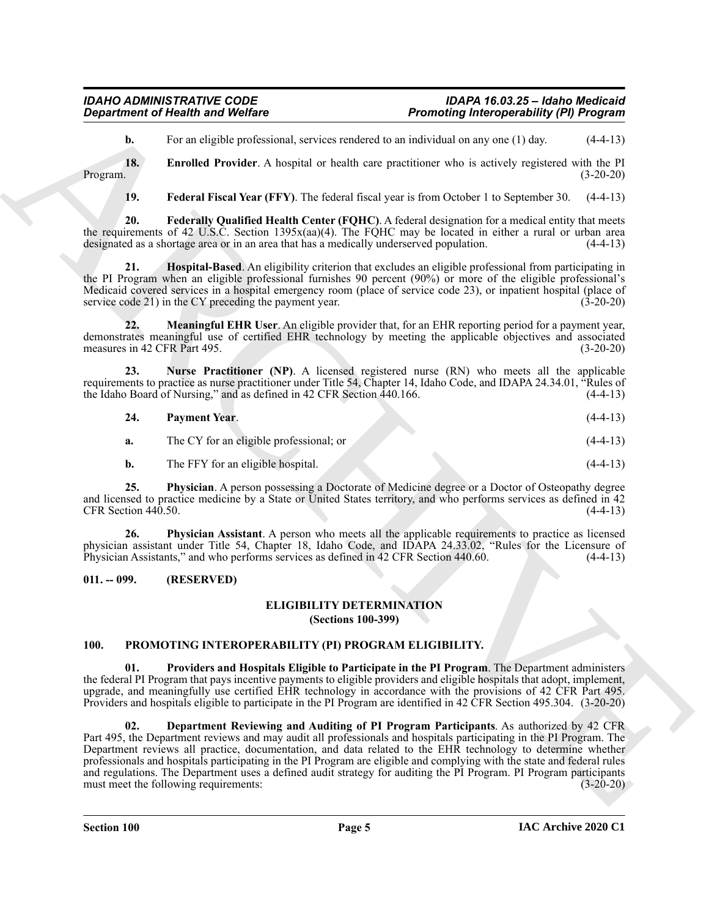**b.** For an eligible professional, services rendered to an individual on any one (1) day. (4-4-13)

**18. Enrolled Provider**. A hospital or health care practitioner who is actively registered with the PI Program. (3-20-20)

**19. Federal Fiscal Year (FFY)**. The federal fiscal year is from October 1 to September 30. (4-4-13)

**20. Federally Qualified Health Center (FQHC)**. A federal designation for a medical entity that meets the requirements of 42 U.S.C. Section 1395x(aa)(4). The FQHC may be located in either a rural or urban area designated as a shortage area or in an area that has a medically underserved population. (4-4-13)

**21. Hospital-Based**. An eligibility criterion that excludes an eligible professional from participating in the PI Program when an eligible professional furnishes 90 percent (90%) or more of the eligible professional's Medicaid covered services in a hospital emergency room (place of service code 23), or inpatient hospital (place of service code 21) in the CY preceding the payment year. (3-20-20)

**22. Meaningful EHR User**. An eligible provider that, for an EHR reporting period for a payment year, demonstrates meaningful use of certified EHR technology by meeting the applicable objectives and associated measures in 42 CFR Part 495. (3-20-20)

**23. Nurse Practitioner (NP)**. A licensed registered nurse (RN) who meets all the applicable requirements to practice as nurse practitioner under Title 54, Chapter 14, Idaho Code, and IDAPA 24.34.01, "Rules of the Idaho Board of Nursing," and as defined in 42 CFR Section 440.166. (4-4-13)

**24. Payment Year**. (4-4-13)

**a.** The CY for an eligible professional; or (4-4-13)

**b.** The FFY for an eligible hospital. (4-4-13)

**25. Physician**. A person possessing a Doctorate of Medicine degree or a Doctor of Osteopathy degree and licensed to practice medicine by a State or United States territory, and who performs services as defined in 42 CFR Section 440.50. (4-4-13)

**26. Physician Assistant**. A person who meets all the applicable requirements to practice as licensed physician assistant under Title 54, Chapter 18, Idaho Code, and IDAPA 24.33.02, "Rules for the Licensure of Physician Assistants," and who performs services as defined in 42 CFR Section 440.60. (4-4-13)

## 011. -- 099. (RESERVED)

## ELIGIBILITY DETERMINATION
### (Sections 100-399)

## 100. PROMOTING INTEROPERABILITY (PI) PROGRAM ELIGIBILITY.

**01. Providers and Hospitals Eligible to Participate in the PI Program**. The Department administers the federal PI Program that pays incentive payments to eligible providers and eligible hospitals that adopt, implement, upgrade, and meaningfully use certified EHR technology in accordance with the provisions of 42 CFR Part 495. Providers and hospitals eligible to participate in the PI Program are identified in 42 CFR Section 495.304. (3-20-20)

**02. Department Reviewing and Auditing of PI Program Participants**. As authorized by 42 CFR Part 495, the Department reviews and may audit all professionals and hospitals participating in the PI Program. The Department reviews all practice, documentation, and data related to the EHR technology to determine whether professionals and hospitals participating in the PI Program are eligible and complying with the state and federal rules and regulations. The Department uses a defined audit strategy for auditing the PI Program. PI Program participants must meet the following requirements: (3-20-20)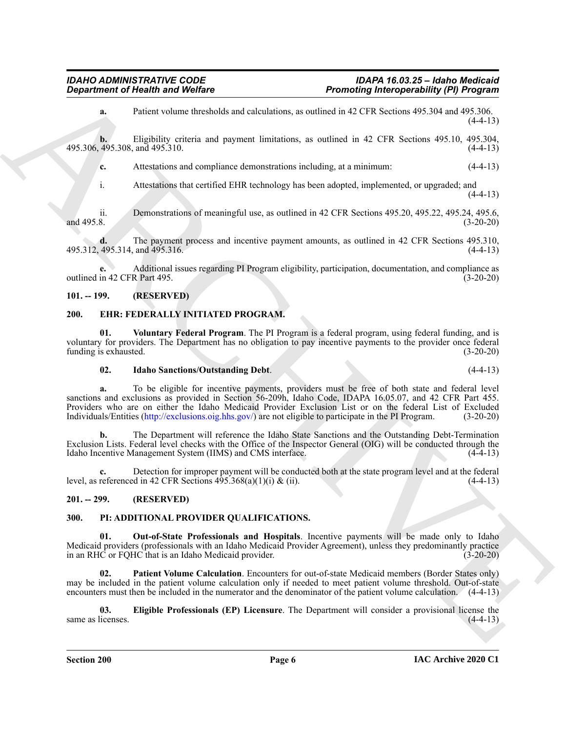**a.** Patient volume thresholds and calculations, as outlined in 42 CFR Sections 495.304 and 495.306. (4-4-13)

**b.** Eligibility criteria and payment limitations, as outlined in 42 CFR Sections 495.10, 495.304, 495.306, 495.308, and 495.310. (4-4-13)

**c.** Attestations and compliance demonstrations including, at a minimum: (4-4-13)

i. Attestations that certified EHR technology has been adopted, implemented, or upgraded; and (4-4-13)

ii. Demonstrations of meaningful use, as outlined in 42 CFR Sections 495.20, 495.22, 495.24, 495.6, and 495.8. (3-20-20)

**d.** The payment process and incentive payment amounts, as outlined in 42 CFR Sections 495.310, 495.312, 495.314, and 495.316. (4-4-13)

**e.** Additional issues regarding PI Program eligibility, participation, documentation, and compliance as outlined in 42 CFR Part 495. (3-20-20)

## 101. -- 199. (RESERVED)

## 200. EHR: FEDERALLY INITIATED PROGRAM.

**01. Voluntary Federal Program**. The PI Program is a federal program, using federal funding, and is voluntary for providers. The Department has no obligation to pay incentive payments to the provider once federal funding is exhausted. (3-20-20)

**02. Idaho Sanctions/Outstanding Debt**. (4-4-13)

**a.** To be eligible for incentive payments, providers must be free of both state and federal level sanctions and exclusions as provided in Section 56-209h, Idaho Code, IDAPA 16.05.07, and 42 CFR Part 455. Providers who are on either the Idaho Medicaid Provider Exclusion List or on the federal List of Excluded Individuals/Entities (http://exclusions.oig.hhs.gov/) are not eligible to participate in the PI Program. (3-20-20)

**b.** The Department will reference the Idaho State Sanctions and the Outstanding Debt-Termination Exclusion Lists. Federal level checks with the Office of the Inspector General (OIG) will be conducted through the Idaho Incentive Management System (IIMS) and CMS interface. (4-4-13)

**c.** Detection for improper payment will be conducted both at the state program level and at the federal level, as referenced in 42 CFR Sections 495.368(a)(1)(i) & (ii). (4-4-13)

## 201. -- 299. (RESERVED)

## 300. PI: ADDITIONAL PROVIDER QUALIFICATIONS.

**01. Out-of-State Professionals and Hospitals**. Incentive payments will be made only to Idaho Medicaid providers (professionals with an Idaho Medicaid Provider Agreement), unless they predominantly practice in an RHC or FQHC that is an Idaho Medicaid provider. (3-20-20)

**02. Patient Volume Calculation**. Encounters for out-of-state Medicaid members (Border States only) may be included in the patient volume calculation only if needed to meet patient volume threshold. Out-of-state encounters must then be included in the numerator and the denominator of the patient volume calculation. (4-4-13)

**03. Eligible Professionals (EP) Licensure**. The Department will consider a provisional license the same as licenses. (4-4-13)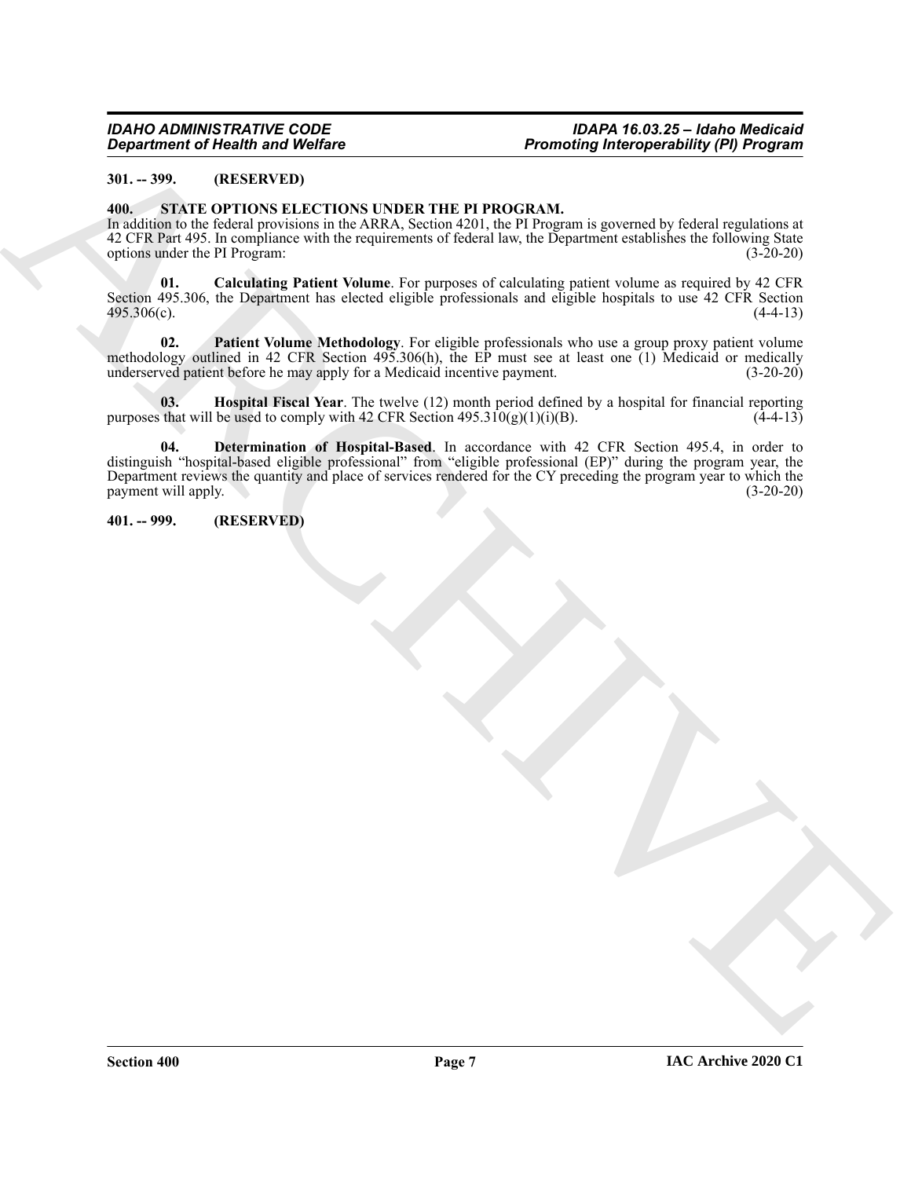**301. -- 399. (RESERVED)**

**400. STATE OPTIONS ELECTIONS UNDER THE PI PROGRAM.**

In addition to the federal provisions in the ARRA, Section 4201, the PI Program is governed by federal regulations at 42 CFR Part 495. In compliance with the requirements of federal law, the Department establishes the following State options under the PI Program: (3-20-20)

**01. Calculating Patient Volume**. For purposes of calculating patient volume as required by 42 CFR Section 495.306, the Department has elected eligible professionals and eligible hospitals to use 42 CFR Section 495.306(c). (4-4-13)

**02. Patient Volume Methodology**. For eligible professionals who use a group proxy patient volume methodology outlined in 42 CFR Section 495.306(h), the EP must see at least one (1) Medicaid or medically underserved patient before he may apply for a Medicaid incentive payment. (3-20-20)

**03. Hospital Fiscal Year**. The twelve (12) month period defined by a hospital for financial reporting purposes that will be used to comply with 42 CFR Section 495.310(g)(1)(i)(B). (4-4-13)

**04. Determination of Hospital-Based**. In accordance with 42 CFR Section 495.4, in order to distinguish "hospital-based eligible professional" from "eligible professional (EP)" during the program year, the Department reviews the quantity and place of services rendered for the CY preceding the program year to which the payment will apply. (3-20-20)

**401. -- 999. (RESERVED)**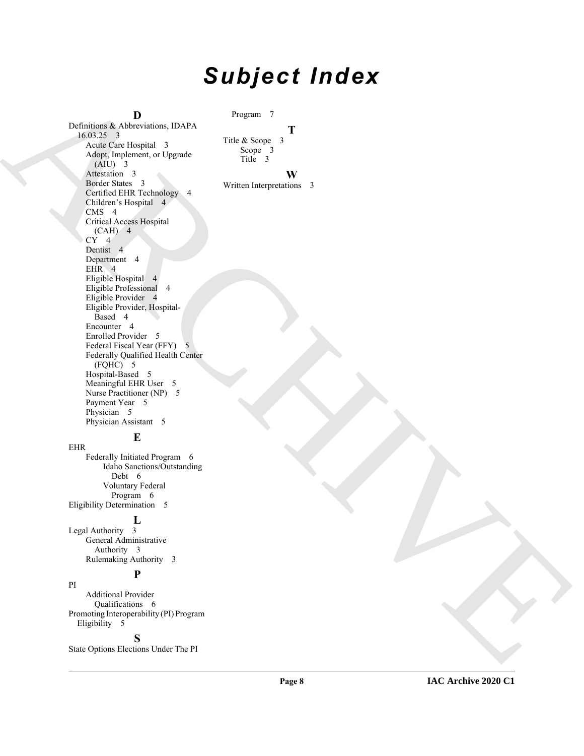# Subject Index

**D**

Definitions & Abbreviations, IDAPA 16.03.25 3
- Acute Care Hospital 3
- Adopt, Implement, or Upgrade (AIU) 3
- Attestation 3
- Border States 3
- Certified EHR Technology 4
- Children's Hospital 4
- CMS 4
- Critical Access Hospital (CAH) 4
- CY 4
- Dentist 4
- Department 4
- EHR 4
- Eligible Hospital 4
- Eligible Professional 4
- Eligible Provider 4
- Eligible Provider, Hospital-Based 4
- Encounter 4
- Enrolled Provider 5
- Federal Fiscal Year (FFY) 5
- Federally Qualified Health Center (FQHC) 5
- Hospital-Based 5
- Meaningful EHR User 5
- Nurse Practitioner (NP) 5
- Payment Year 5
- Physician 5
- Physician Assistant 5

**E**

EHR
- Federally Initiated Program 6
  - Idaho Sanctions/Outstanding Debt 6
  - Voluntary Federal Program 6

Eligibility Determination 5

**L**

Legal Authority 3
- General Administrative Authority 3
- Rulemaking Authority 3

**P**

PI
- Additional Provider Qualifications 6

Promoting Interoperability (PI) Program Eligibility 5

**S**

State Options Elections Under The PI Program 7

**T**

Title & Scope 3
- Scope 3
- Title 3

**W**

Written Interpretations 3